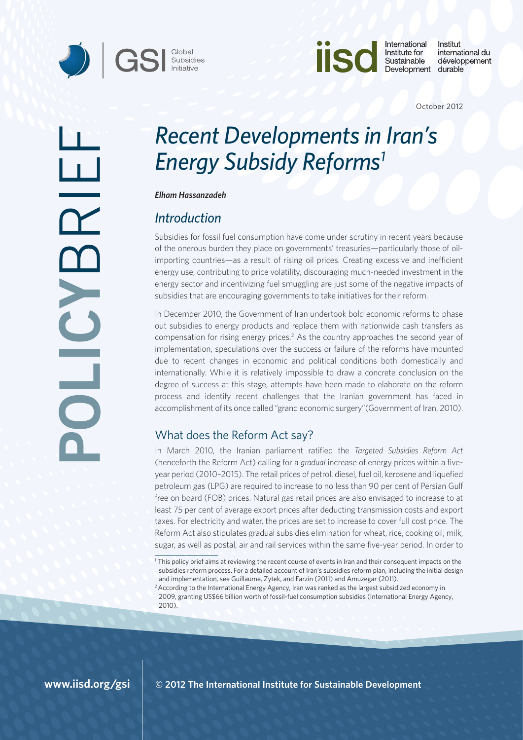POLICY BRIEF

October 2012

# *Recent Developments in Iran's Energy Subsidy Reforms*[1]

***Elham Hassanzadeh***

## *Introduction*

Subsidies for fossil fuel consumption have come under scrutiny in recent years because of the onerous burden they place on governments' treasuries—particularly those of oil-importing countries—as a result of rising oil prices. Creating excessive and inefficient energy use, contributing to price volatility, discouraging much-needed investment in the energy sector and incentivizing fuel smuggling are just some of the negative impacts of subsidies that are encouraging governments to take initiatives for their reform.

In December 2010, the Government of Iran undertook bold economic reforms to phase out subsidies to energy products and replace them with nationwide cash transfers as compensation for rising energy prices.[2] As the country approaches the second year of implementation, speculations over the success or failure of the reforms have mounted due to recent changes in economic and political conditions both domestically and internationally. While it is relatively impossible to draw a concrete conclusion on the degree of success at this stage, attempts have been made to elaborate on the reform process and identify recent challenges that the Iranian government has faced in accomplishment of its once called "grand economic surgery" (Government of Iran, 2010).

## What does the Reform Act say?

In March 2010, the Iranian parliament ratified the *Targeted Subsidies Reform Act* (henceforth the Reform Act) calling for a *gradual* increase of energy prices within a five-year period (2010–2015). The retail prices of petrol, diesel, fuel oil, kerosene and liquefied petroleum gas (LPG) are required to increase to no less than 90 per cent of Persian Gulf free on board (FOB) prices. Natural gas retail prices are also envisaged to increase to at least 75 per cent of average export prices after deducting transmission costs and export taxes. For electricity and water, the prices are set to increase to cover full cost price. The Reform Act also stipulates gradual subsidies elimination for wheat, rice, cooking oil, milk, sugar, as well as postal, air and rail services within the same five-year period. In order to

[1] This policy brief aims at reviewing the recent course of events in Iran and their consequent impacts on the subsidies reform process. For a detailed account of Iran's subsidies reform plan, including the initial design and implementation, see Guillaume, Zytek, and Farzin (2011) and Amuzegar (2011).

[2] According to the International Energy Agency, Iran was ranked as the largest subsidized economy in 2009, granting US$66 billion worth of fossil-fuel consumption subsidies (International Energy Agency, 2010).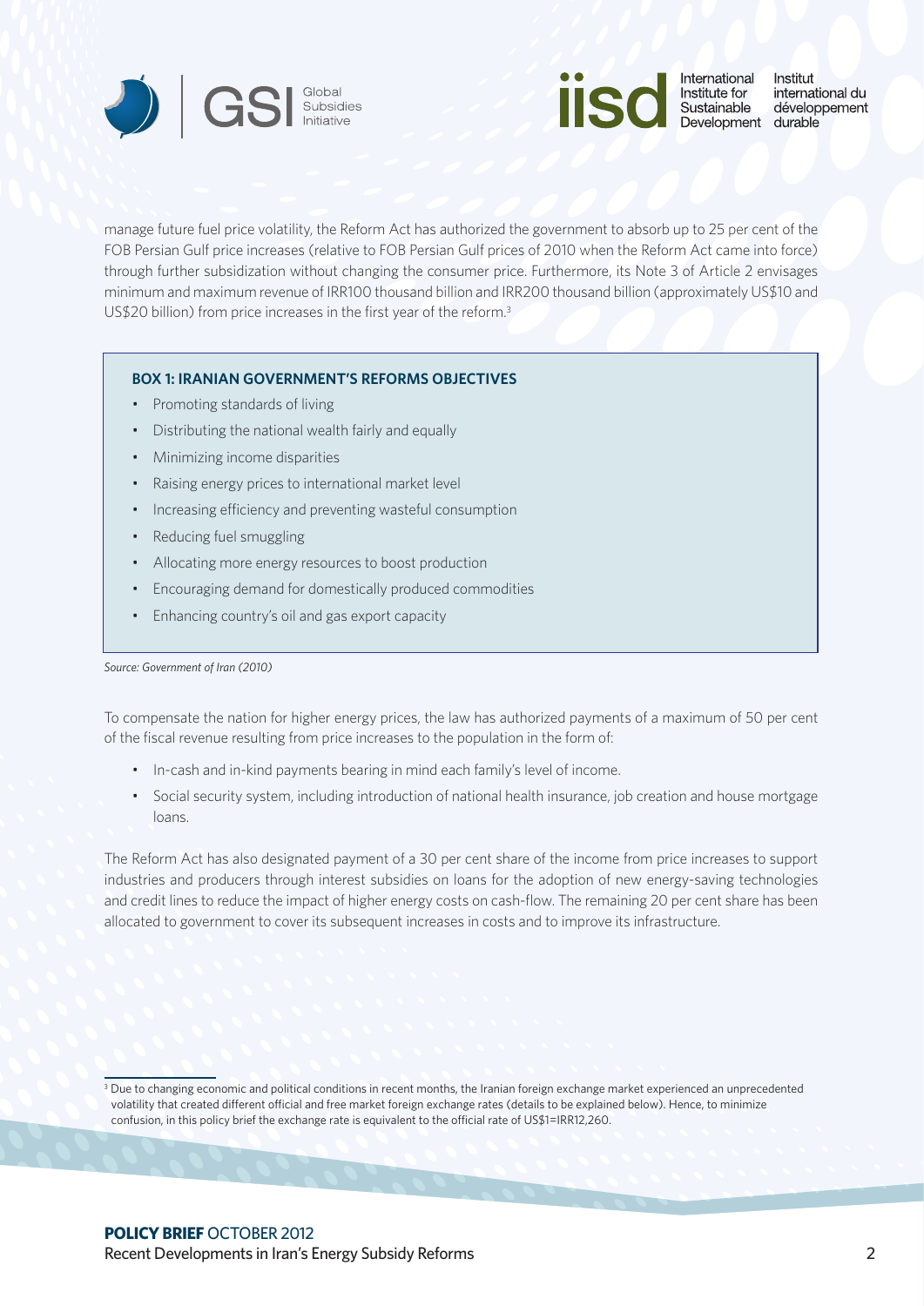manage future fuel price volatility, the Reform Act has authorized the government to absorb up to 25 per cent of the FOB Persian Gulf price increases (relative to FOB Persian Gulf prices of 2010 when the Reform Act came into force) through further subsidization without changing the consumer price. Furthermore, its Note 3 of Article 2 envisages minimum and maximum revenue of IRR100 thousand billion and IRR200 thousand billion (approximately US$10 and US$20 billion) from price increases in the first year of the reform.[3]

**BOX 1: IRANIAN GOVERNMENT'S REFORMS OBJECTIVES**

- Promoting standards of living
- Distributing the national wealth fairly and equally
- Minimizing income disparities
- Raising energy prices to international market level
- Increasing efficiency and preventing wasteful consumption
- Reducing fuel smuggling
- Allocating more energy resources to boost production
- Encouraging demand for domestically produced commodities
- Enhancing country's oil and gas export capacity

*Source: Government of Iran (2010)*

To compensate the nation for higher energy prices, the law has authorized payments of a maximum of 50 per cent of the fiscal revenue resulting from price increases to the population in the form of:

- In-cash and in-kind payments bearing in mind each family's level of income.
- Social security system, including introduction of national health insurance, job creation and house mortgage loans.

The Reform Act has also designated payment of a 30 per cent share of the income from price increases to support industries and producers through interest subsidies on loans for the adoption of new energy-saving technologies and credit lines to reduce the impact of higher energy costs on cash-flow. The remaining 20 per cent share has been allocated to government to cover its subsequent increases in costs and to improve its infrastructure.

[3] Due to changing economic and political conditions in recent months, the Iranian foreign exchange market experienced an unprecedented volatility that created different official and free market foreign exchange rates (details to be explained below). Hence, to minimize confusion, in this policy brief the exchange rate is equivalent to the official rate of US$1=IRR12,260.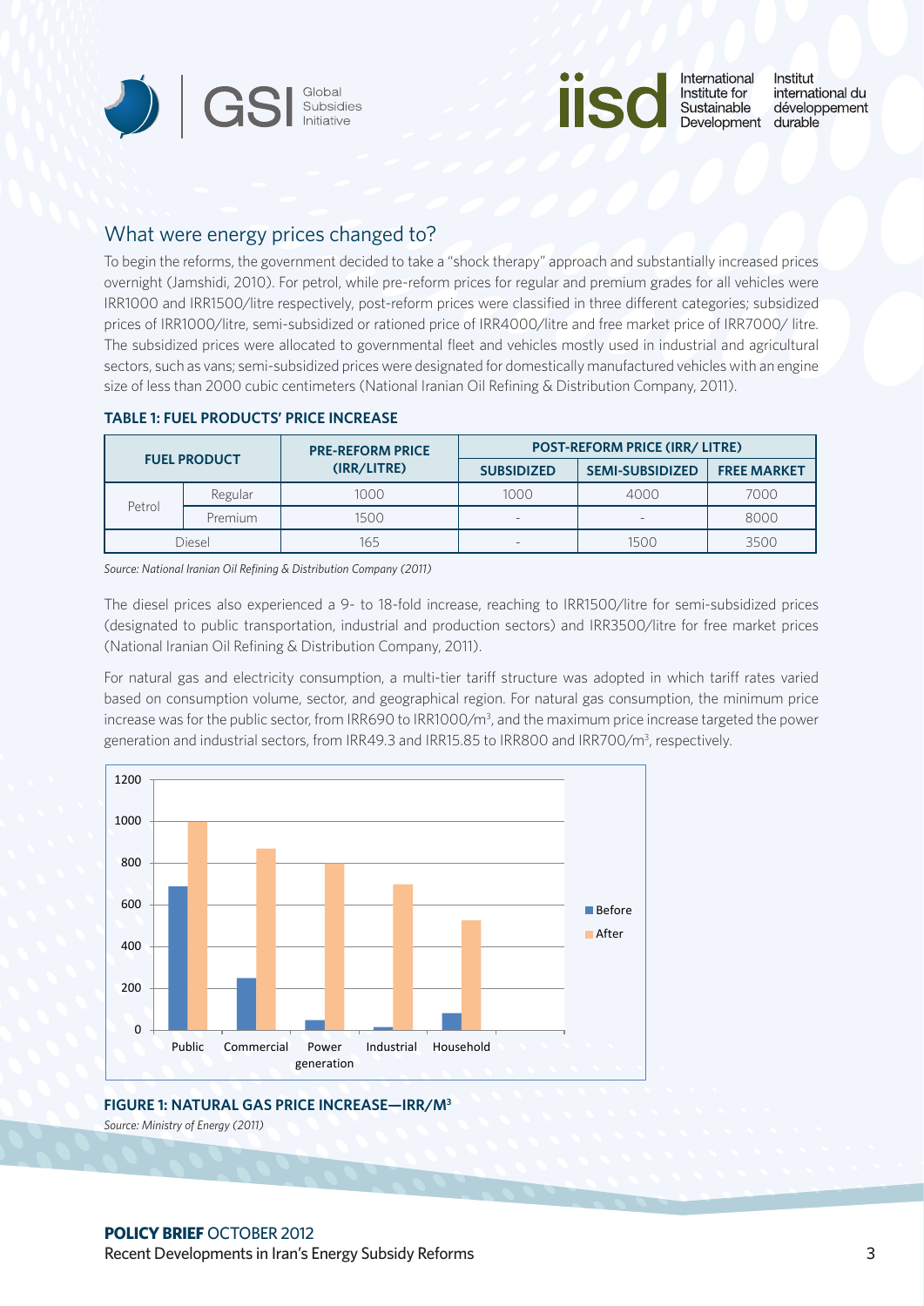## What were energy prices changed to?

To begin the reforms, the government decided to take a "shock therapy" approach and substantially increased prices overnight (Jamshidi, 2010). For petrol, while pre-reform prices for regular and premium grades for all vehicles were IRR1000 and IRR1500/litre respectively, post-reform prices were classified in three different categories; subsidized prices of IRR1000/litre, semi-subsidized or rationed price of IRR4000/litre and free market price of IRR7000/ litre. The subsidized prices were allocated to governmental fleet and vehicles mostly used in industrial and agricultural sectors, such as vans; semi-subsidized prices were designated for domestically manufactured vehicles with an engine size of less than 2000 cubic centimeters (National Iranian Oil Refining & Distribution Company, 2011).

**TABLE 1: FUEL PRODUCTS' PRICE INCREASE**

| FUEL PRODUCT | | PRE-REFORM PRICE (IRR/LITRE) | POST-REFORM PRICE (IRR/ LITRE) | | |
|---|---|---|---|---|---|
| | | | SUBSIDIZED | SEMI-SUBSIDIZED | FREE MARKET |
| Petrol | Regular | 1000 | 1000 | 4000 | 7000 |
| | Premium | 1500 | - | - | 8000 |
| Diesel | | 165 | - | 1500 | 3500 |

*Source: National Iranian Oil Refining & Distribution Company (2011)*

The diesel prices also experienced a 9- to 18-fold increase, reaching to IRR1500/litre for semi-subsidized prices (designated to public transportation, industrial and production sectors) and IRR3500/litre for free market prices (National Iranian Oil Refining & Distribution Company, 2011).

For natural gas and electricity consumption, a multi-tier tariff structure was adopted in which tariff rates varied based on consumption volume, sector, and geographical region. For natural gas consumption, the minimum price increase was for the public sector, from IRR690 to IRR1000/$m^3$, and the maximum price increase targeted the power generation and industrial sectors, from IRR49.3 and IRR15.85 to IRR800 and IRR700/$m^3$, respectively.

**FIGURE 1: NATURAL GAS PRICE INCREASE—IRR/M³**

*Source: Ministry of Energy (2011)*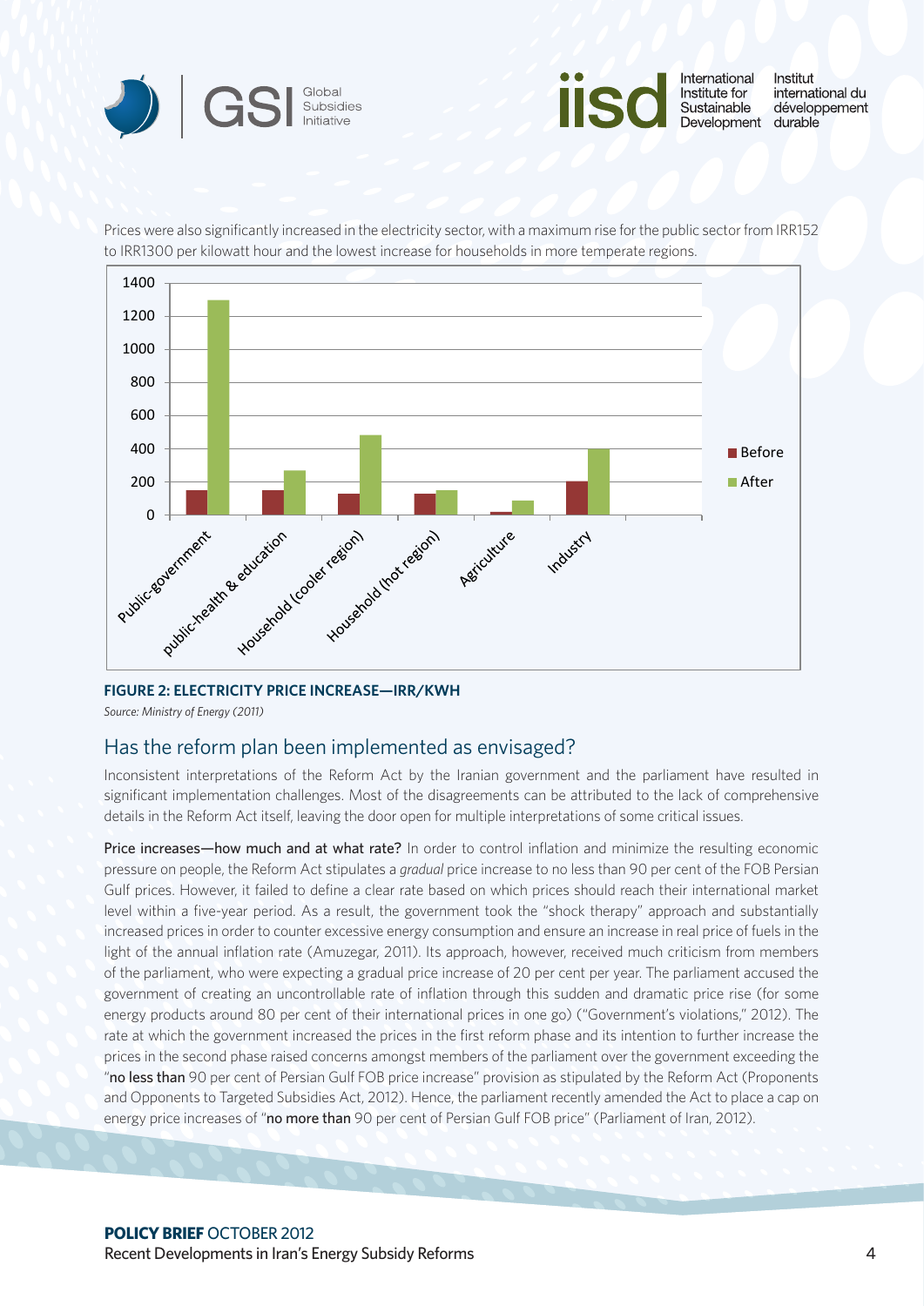Prices were also significantly increased in the electricity sector, with a maximum rise for the public sector from IRR152 to IRR1300 per kilowatt hour and the lowest increase for households in more temperate regions.

**FIGURE 2: ELECTRICITY PRICE INCREASE—IRR/KWH**

*Source: Ministry of Energy (2011)*

## Has the reform plan been implemented as envisaged?

Inconsistent interpretations of the Reform Act by the Iranian government and the parliament have resulted in significant implementation challenges. Most of the disagreements can be attributed to the lack of comprehensive details in the Reform Act itself, leaving the door open for multiple interpretations of some critical issues.

**Price increases—how much and at what rate?** In order to control inflation and minimize the resulting economic pressure on people, the Reform Act stipulates a *gradual* price increase to no less than 90 per cent of the FOB Persian Gulf prices. However, it failed to define a clear rate based on which prices should reach their international market level within a five-year period. As a result, the government took the "shock therapy" approach and substantially increased prices in order to counter excessive energy consumption and ensure an increase in real price of fuels in the light of the annual inflation rate (Amuzegar, 2011). Its approach, however, received much criticism from members of the parliament, who were expecting a gradual price increase of 20 per cent per year. The parliament accused the government of creating an uncontrollable rate of inflation through this sudden and dramatic price rise (for some energy products around 80 per cent of their international prices in one go) ("Government's violations," 2012). The rate at which the government increased the prices in the first reform phase and its intention to further increase the prices in the second phase raised concerns amongst members of the parliament over the government exceeding the "**no less than** 90 per cent of Persian Gulf FOB price increase" provision as stipulated by the Reform Act (Proponents and Opponents to Targeted Subsidies Act, 2012). Hence, the parliament recently amended the Act to place a cap on energy price increases of "**no more than** 90 per cent of Persian Gulf FOB price" (Parliament of Iran, 2012).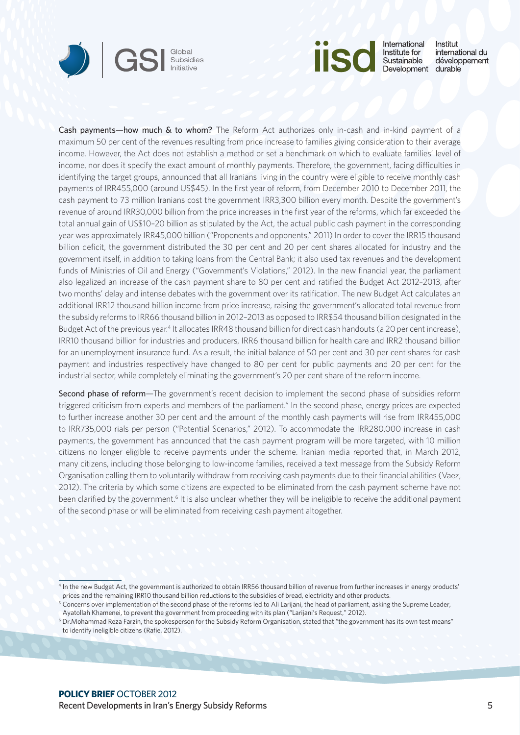**Cash payments—how much & to whom?** The Reform Act authorizes only in-cash and in-kind payment of a maximum 50 per cent of the revenues resulting from price increase to families giving consideration to their average income. However, the Act does not establish a method or set a benchmark on which to evaluate families' level of income, nor does it specify the exact amount of monthly payments. Therefore, the government, facing difficulties in identifying the target groups, announced that all Iranians living in the country were eligible to receive monthly cash payments of IRR455,000 (around US$45). In the first year of reform, from December 2010 to December 2011, the cash payment to 73 million Iranians cost the government IRR3,300 billion every month. Despite the government's revenue of around IRR30,000 billion from the price increases in the first year of the reforms, which far exceeded the total annual gain of US$10–20 billion as stipulated by the Act, the actual public cash payment in the corresponding year was approximately IRR45,000 billion ("Proponents and opponents," 2011) In order to cover the IRR15 thousand billion deficit, the government distributed the 30 per cent and 20 per cent shares allocated for industry and the government itself, in addition to taking loans from the Central Bank; it also used tax revenues and the development funds of Ministries of Oil and Energy ("Government's Violations," 2012). In the new financial year, the parliament also legalized an increase of the cash payment share to 80 per cent and ratified the Budget Act 2012–2013, after two months' delay and intense debates with the government over its ratification. The new Budget Act calculates an additional IRR12 thousand billion income from price increase, raising the government's allocated total revenue from the subsidy reforms to IRR66 thousand billion in 2012–2013 as opposed to IRR$54 thousand billion designated in the Budget Act of the previous year.[4] It allocates IRR48 thousand billion for direct cash handouts (a 20 per cent increase), IRR10 thousand billion for industries and producers, IRR6 thousand billion for health care and IRR2 thousand billion for an unemployment insurance fund. As a result, the initial balance of 50 per cent and 30 per cent shares for cash payment and industries respectively have changed to 80 per cent for public payments and 20 per cent for the industrial sector, while completely eliminating the government's 20 per cent share of the reform income.

**Second phase of reform**—The government's recent decision to implement the second phase of subsidies reform triggered criticism from experts and members of the parliament.[5] In the second phase, energy prices are expected to further increase another 30 per cent and the amount of the monthly cash payments will rise from IRR455,000 to IRR735,000 rials per person ("Potential Scenarios," 2012). To accommodate the IRR280,000 increase in cash payments, the government has announced that the cash payment program will be more targeted, with 10 million citizens no longer eligible to receive payments under the scheme. Iranian media reported that, in March 2012, many citizens, including those belonging to low-income families, received a text message from the Subsidy Reform Organisation calling them to voluntarily withdraw from receiving cash payments due to their financial abilities (Vaez, 2012). The criteria by which some citizens are expected to be eliminated from the cash payment scheme have not been clarified by the government.[6] It is also unclear whether they will be ineligible to receive the additional payment of the second phase or will be eliminated from receiving cash payment altogether.

---

[4] In the new Budget Act, the government is authorized to obtain IRR56 thousand billion of revenue from further increases in energy products' prices and the remaining IRR10 thousand billion reductions to the subsidies of bread, electricity and other products.

[5] Concerns over implementation of the second phase of the reforms led to Ali Larijani, the head of parliament, asking the Supreme Leader, Ayatollah Khamenei, to prevent the government from proceeding with its plan ("Larijani's Request," 2012).

[6] Dr.Mohammad Reza Farzin, the spokesperson for the Subsidy Reform Organisation, stated that "the government has its own test means" to identify ineligible citizens (Rafie, 2012).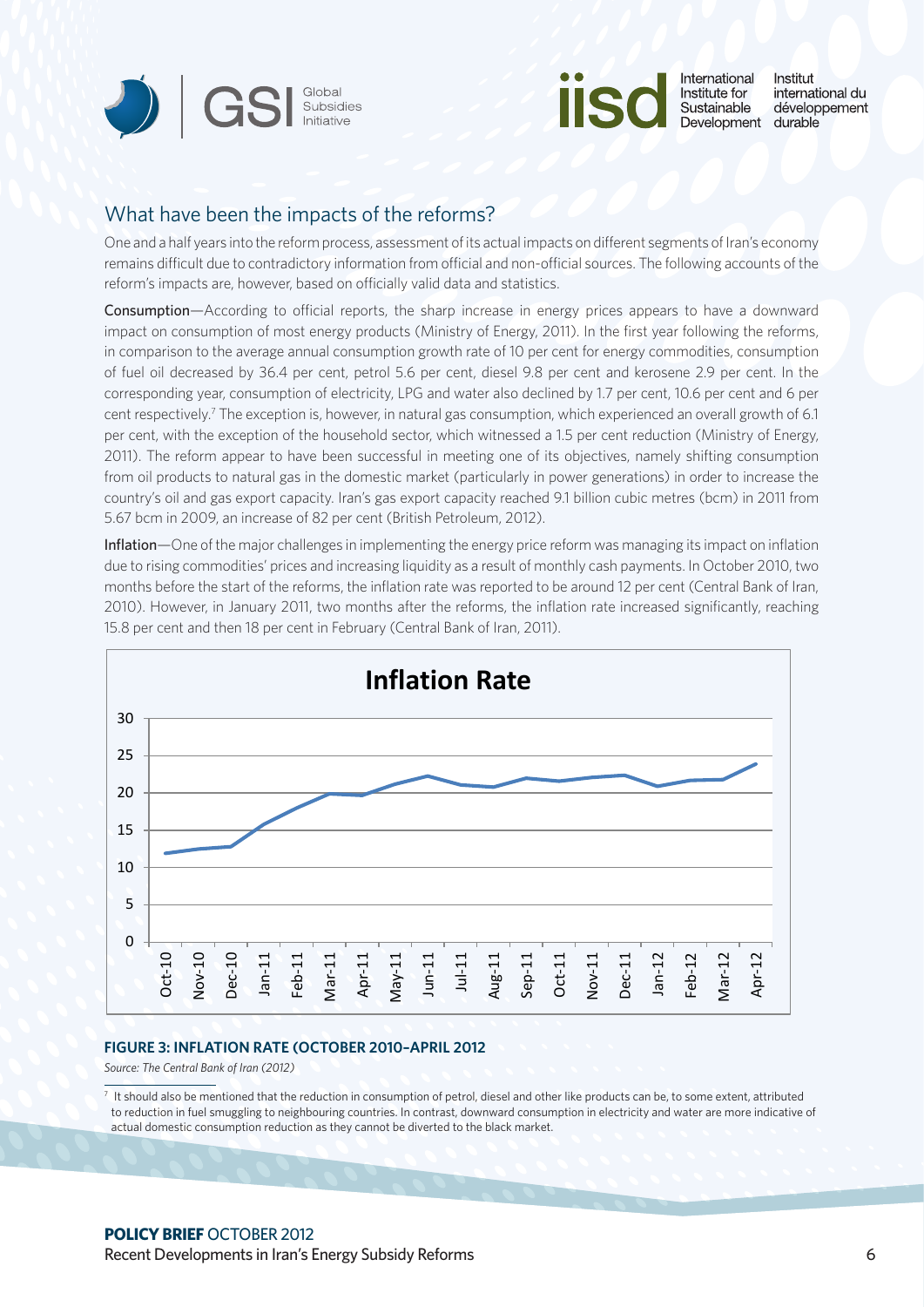## What have been the impacts of the reforms?

One and a half years into the reform process, assessment of its actual impacts on different segments of Iran's economy remains difficult due to contradictory information from official and non-official sources. The following accounts of the reform's impacts are, however, based on officially valid data and statistics.

**Consumption**—According to official reports, the sharp increase in energy prices appears to have a downward impact on consumption of most energy products (Ministry of Energy, 2011). In the first year following the reforms, in comparison to the average annual consumption growth rate of 10 per cent for energy commodities, consumption of fuel oil decreased by 36.4 per cent, petrol 5.6 per cent, diesel 9.8 per cent and kerosene 2.9 per cent. In the corresponding year, consumption of electricity, LPG and water also declined by 1.7 per cent, 10.6 per cent and 6 per cent respectively.[7] The exception is, however, in natural gas consumption, which experienced an overall growth of 6.1 per cent, with the exception of the household sector, which witnessed a 1.5 per cent reduction (Ministry of Energy, 2011). The reform appear to have been successful in meeting one of its objectives, namely shifting consumption from oil products to natural gas in the domestic market (particularly in power generations) in order to increase the country's oil and gas export capacity. Iran's gas export capacity reached 9.1 billion cubic metres (bcm) in 2011 from 5.67 bcm in 2009, an increase of 82 per cent (British Petroleum, 2012).

**Inflation**—One of the major challenges in implementing the energy price reform was managing its impact on inflation due to rising commodities' prices and increasing liquidity as a result of monthly cash payments. In October 2010, two months before the start of the reforms, the inflation rate was reported to be around 12 per cent (Central Bank of Iran, 2010). However, in January 2011, two months after the reforms, the inflation rate increased significantly, reaching 15.8 per cent and then 18 per cent in February (Central Bank of Iran, 2011).

**FIGURE 3: INFLATION RATE (OCTOBER 2010–APRIL 2012**

*Source: The Central Bank of Iran (2012)*

[7] It should also be mentioned that the reduction in consumption of petrol, diesel and other like products can be, to some extent, attributed to reduction in fuel smuggling to neighbouring countries. In contrast, downward consumption in electricity and water are more indicative of actual domestic consumption reduction as they cannot be diverted to the black market.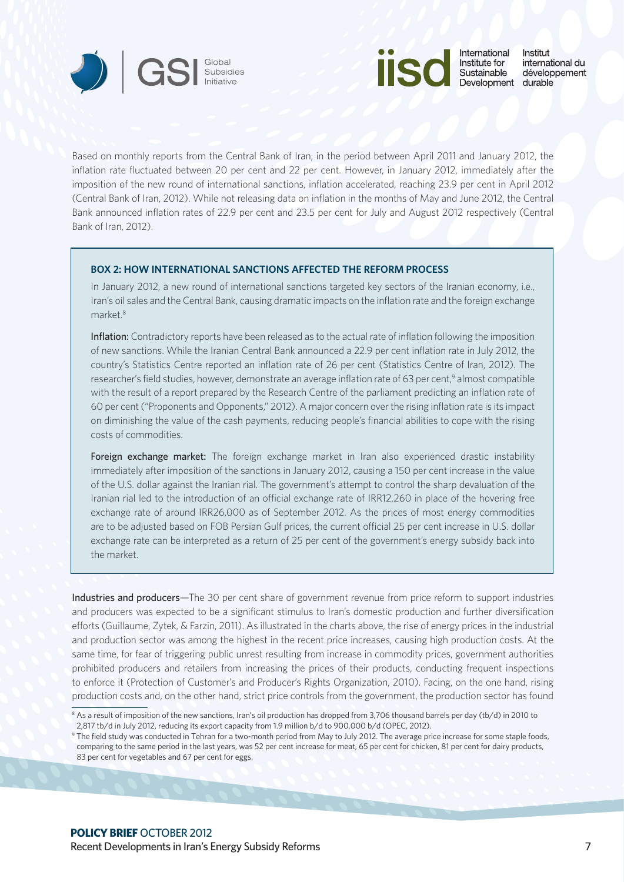Based on monthly reports from the Central Bank of Iran, in the period between April 2011 and January 2012, the inflation rate fluctuated between 20 per cent and 22 per cent. However, in January 2012, immediately after the imposition of the new round of international sanctions, inflation accelerated, reaching 23.9 per cent in April 2012 (Central Bank of Iran, 2012). While not releasing data on inflation in the months of May and June 2012, the Central Bank announced inflation rates of 22.9 per cent and 23.5 per cent for July and August 2012 respectively (Central Bank of Iran, 2012).

> **BOX 2: HOW INTERNATIONAL SANCTIONS AFFECTED THE REFORM PROCESS**
>
> In January 2012, a new round of international sanctions targeted key sectors of the Iranian economy, i.e., Iran's oil sales and the Central Bank, causing dramatic impacts on the inflation rate and the foreign exchange market.[8]
>
> **Inflation:** Contradictory reports have been released as to the actual rate of inflation following the imposition of new sanctions. While the Iranian Central Bank announced a 22.9 per cent inflation rate in July 2012, the country's Statistics Centre reported an inflation rate of 26 per cent (Statistics Centre of Iran, 2012). The researcher's field studies, however, demonstrate an average inflation rate of 63 per cent,[9] almost compatible with the result of a report prepared by the Research Centre of the parliament predicting an inflation rate of 60 per cent ("Proponents and Opponents," 2012). A major concern over the rising inflation rate is its impact on diminishing the value of the cash payments, reducing people's financial abilities to cope with the rising costs of commodities.
>
> **Foreign exchange market:** The foreign exchange market in Iran also experienced drastic instability immediately after imposition of the sanctions in January 2012, causing a 150 per cent increase in the value of the U.S. dollar against the Iranian rial. The government's attempt to control the sharp devaluation of the Iranian rial led to the introduction of an official exchange rate of IRR12,260 in place of the hovering free exchange rate of around IRR26,000 as of September 2012. As the prices of most energy commodities are to be adjusted based on FOB Persian Gulf prices, the current official 25 per cent increase in U.S. dollar exchange rate can be interpreted as a return of 25 per cent of the government's energy subsidy back into the market.

**Industries and producers**—The 30 per cent share of government revenue from price reform to support industries and producers was expected to be a significant stimulus to Iran's domestic production and further diversification efforts (Guillaume, Zytek, & Farzin, 2011). As illustrated in the charts above, the rise of energy prices in the industrial and production sector was among the highest in the recent price increases, causing high production costs. At the same time, for fear of triggering public unrest resulting from increase in commodity prices, government authorities prohibited producers and retailers from increasing the prices of their products, conducting frequent inspections to enforce it (Protection of Customer's and Producer's Rights Organization, 2010). Facing, on the one hand, rising production costs and, on the other hand, strict price controls from the government, the production sector has found

---

[8] As a result of imposition of the new sanctions, Iran's oil production has dropped from 3,706 thousand barrels per day (tb/d) in 2010 to 2,817 tb/d in July 2012, reducing its export capacity from 1.9 million b/d to 900,000 b/d (OPEC, 2012).

[9] The field study was conducted in Tehran for a two-month period from May to July 2012. The average price increase for some staple foods, comparing to the same period in the last years, was 52 per cent increase for meat, 65 per cent for chicken, 81 per cent for dairy products, 83 per cent for vegetables and 67 per cent for eggs.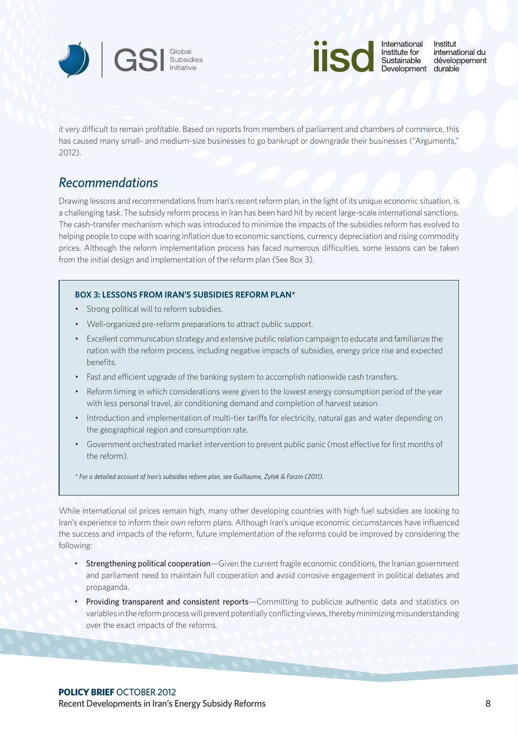it very difficult to remain profitable. Based on reports from members of parliament and chambers of commerce, this has caused many small- and medium-size businesses to go bankrupt or downgrade their businesses ("Arguments," 2012).

## *Recommendations*

Drawing lessons and recommendations from Iran's recent reform plan, in the light of its unique economic situation, is a challenging task. The subsidy reform process in Iran has been hard hit by recent large-scale international sanctions. The cash-transfer mechanism which was introduced to minimize the impacts of the subsidies reform has evolved to helping people to cope with soaring inflation due to economic sanctions, currency depreciation and rising commodity prices. Although the reform implementation process has faced numerous difficulties, some lessons can be taken from the initial design and implementation of the reform plan (See Box 3).

**BOX 3: LESSONS FROM IRAN'S SUBSIDIES REFORM PLAN***

- Strong political will to reform subsidies.
- Well-organized pre-reform preparations to attract public support.
- Excellent communication strategy and extensive public relation campaign to educate and familiarize the nation with the reform process, including negative impacts of subsidies, energy price rise and expected benefits.
- Fast and efficient upgrade of the banking system to accomplish nationwide cash transfers.
- Reform timing in which considerations were given to the lowest energy consumption period of the year with less personal travel, air conditioning demand and completion of harvest season.
- Introduction and implementation of multi-tier tariffs for electricity, natural gas and water depending on the geographical region and consumption rate.
- Government orchestrated market intervention to prevent public panic (most effective for first months of the reform).

*\* For a detailed account of Iran's subsidies reform plan, see Guillaume, Zytek & Farzin (2011).*

While international oil prices remain high, many other developing countries with high fuel subsidies are looking to Iran's experience to inform their own reform plans. Although Iran's unique economic circumstances have influenced the success and impacts of the reform, future implementation of the reforms could be improved by considering the following:

- Strengthening political cooperation—Given the current fragile economic conditions, the Iranian government and parliament need to maintain full cooperation and avoid corrosive engagement in political debates and propaganda.
- Providing transparent and consistent reports—Committing to publicize authentic data and statistics on variables in the reform process will prevent potentially conflicting views, thereby minimizing misunderstanding over the exact impacts of the reforms.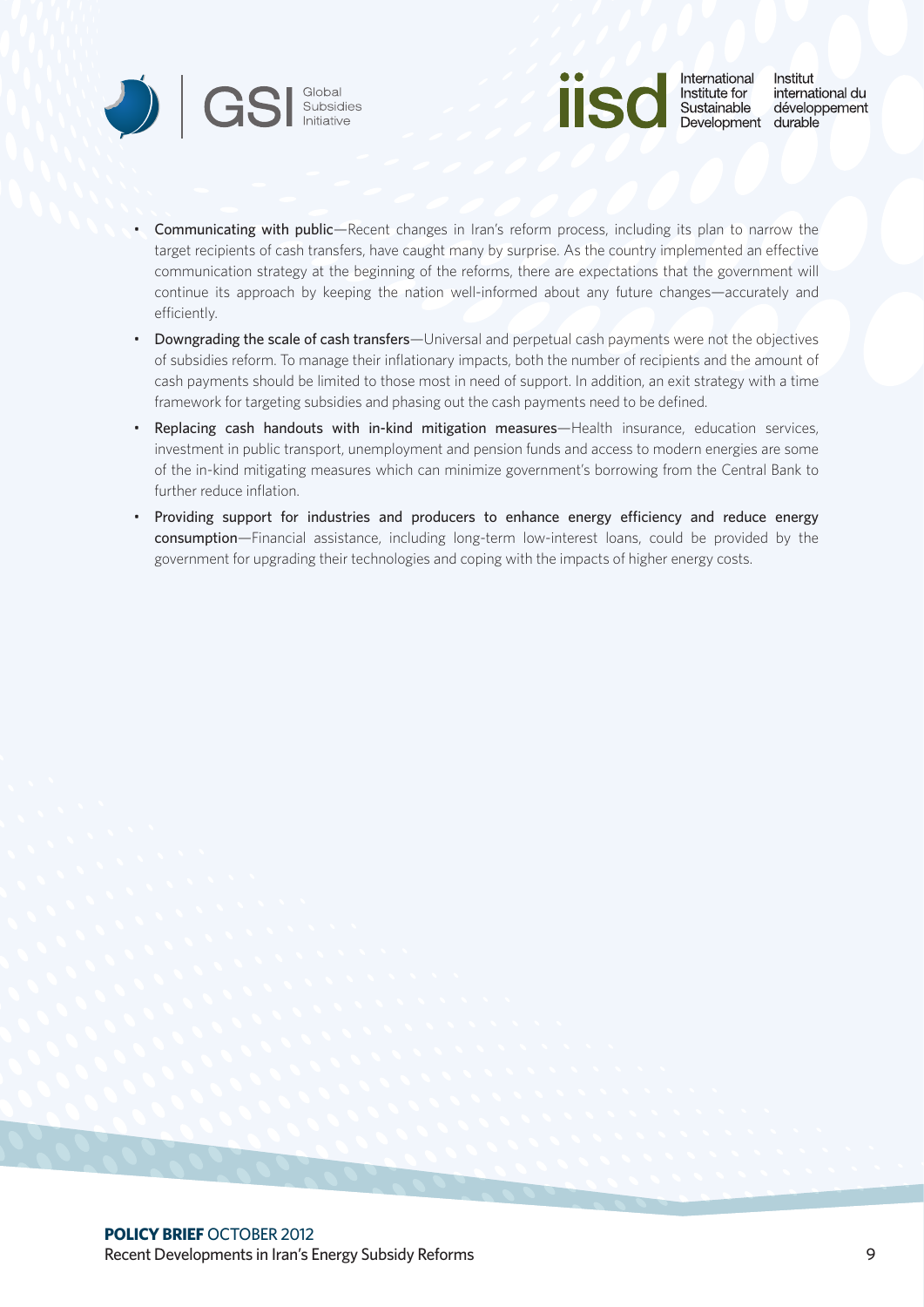- Communicating with public—Recent changes in Iran's reform process, including its plan to narrow the target recipients of cash transfers, have caught many by surprise. As the country implemented an effective communication strategy at the beginning of the reforms, there are expectations that the government will continue its approach by keeping the nation well-informed about any future changes—accurately and efficiently.
- Downgrading the scale of cash transfers—Universal and perpetual cash payments were not the objectives of subsidies reform. To manage their inflationary impacts, both the number of recipients and the amount of cash payments should be limited to those most in need of support. In addition, an exit strategy with a time framework for targeting subsidies and phasing out the cash payments need to be defined.
- Replacing cash handouts with in-kind mitigation measures—Health insurance, education services, investment in public transport, unemployment and pension funds and access to modern energies are some of the in-kind mitigating measures which can minimize government's borrowing from the Central Bank to further reduce inflation.
- Providing support for industries and producers to enhance energy efficiency and reduce energy consumption—Financial assistance, including long-term low-interest loans, could be provided by the government for upgrading their technologies and coping with the impacts of higher energy costs.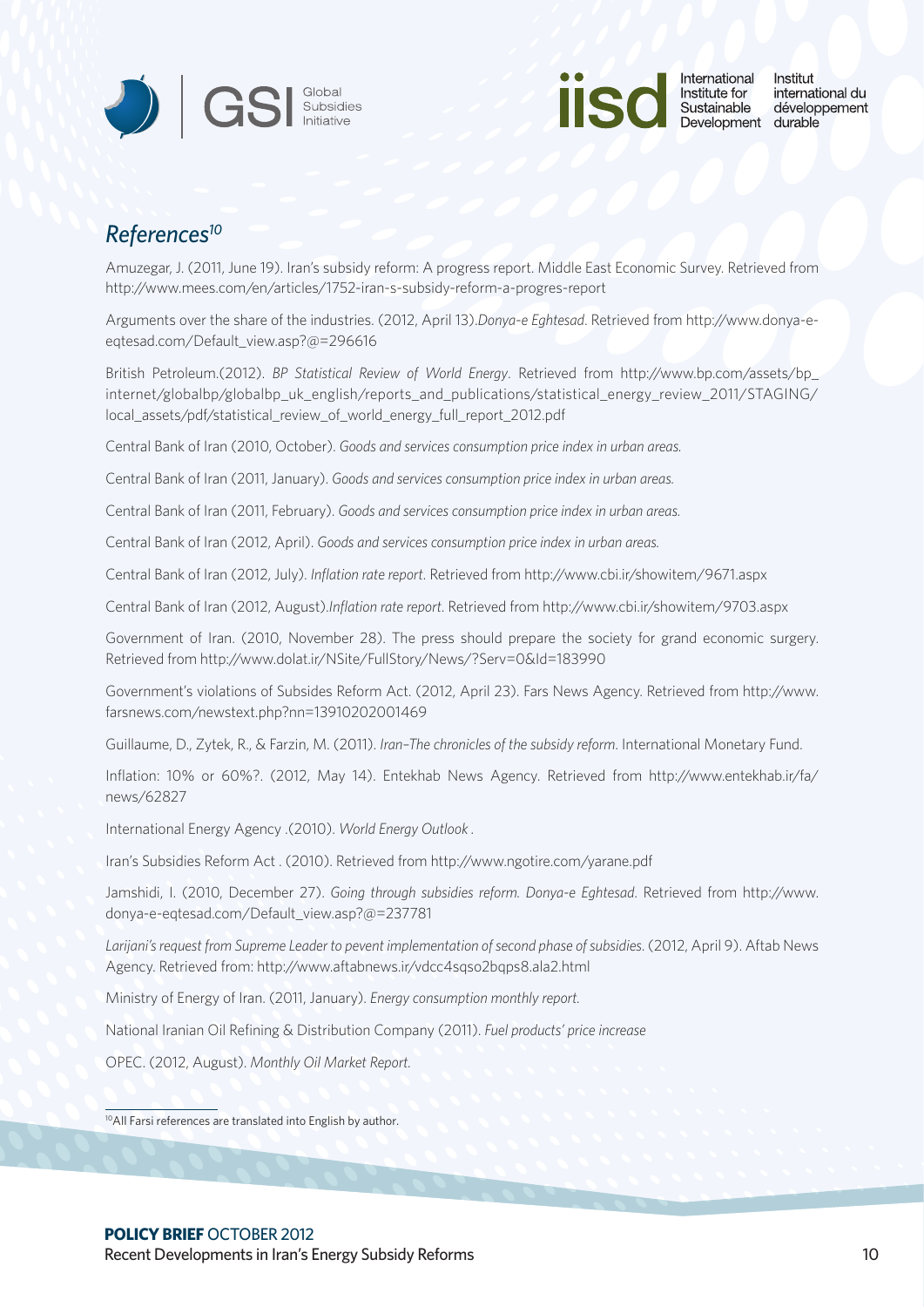## *References*[10]

Amuzegar, J. (2011, June 19). Iran's subsidy reform: A progress report. Middle East Economic Survey. Retrieved from http://www.mees.com/en/articles/1752-iran-s-subsidy-reform-a-progres-report

Arguments over the share of the industries. (2012, April 13).*Donya-e Eghtesad*. Retrieved from http://www.donya-e-eqtesad.com/Default_view.asp?@=296616

British Petroleum.(2012). *BP Statistical Review of World Energy*. Retrieved from http://www.bp.com/assets/bp_internet/globalbp/globalbp_uk_english/reports_and_publications/statistical_energy_review_2011/STAGING/local_assets/pdf/statistical_review_of_world_energy_full_report_2012.pdf

Central Bank of Iran (2010, October). *Goods and services consumption price index in urban areas.*

Central Bank of Iran (2011, January). *Goods and services consumption price index in urban areas.*

Central Bank of Iran (2011, February). *Goods and services consumption price index in urban areas.*

Central Bank of Iran (2012, April). *Goods and services consumption price index in urban areas.*

Central Bank of Iran (2012, July). *Inflation rate report*. Retrieved from http://www.cbi.ir/showitem/9671.aspx

Central Bank of Iran (2012, August).*Inflation rate report*. Retrieved from http://www.cbi.ir/showitem/9703.aspx

Government of Iran. (2010, November 28). The press should prepare the society for grand economic surgery. Retrieved from http://www.dolat.ir/NSite/FullStory/News/?Serv=0&Id=183990

Government's violations of Subsides Reform Act. (2012, April 23). Fars News Agency. Retrieved from http://www.farsnews.com/newstext.php?nn=13910202001469

Guillaume, D., Zytek, R., & Farzin, M. (2011). *Iran–The chronicles of the subsidy reform*. International Monetary Fund.

Inflation: 10% or 60%?. (2012, May 14). Entekhab News Agency. Retrieved from http://www.entekhab.ir/fa/news/62827

International Energy Agency .(2010). *World Energy Outlook* .

Iran's Subsidies Reform Act . (2010). Retrieved from http://www.ngotire.com/yarane.pdf

Jamshidi, I. (2010, December 27). *Going through subsidies reform. Donya-e Eghtesad*. Retrieved from http://www.donya-e-eqtesad.com/Default_view.asp?@=237781

*Larijani's request from Supreme Leader to pevent implementation of second phase of subsidies*. (2012, April 9). Aftab News Agency. Retrieved from: http://www.aftabnews.ir/vdcc4sqso2bqps8.ala2.html

Ministry of Energy of Iran. (2011, January). *Energy consumption monthly report.*

National Iranian Oil Refining & Distribution Company (2011). *Fuel products' price increase*

OPEC. (2012, August). *Monthly Oil Market Report.*

---

[10] All Farsi references are translated into English by author.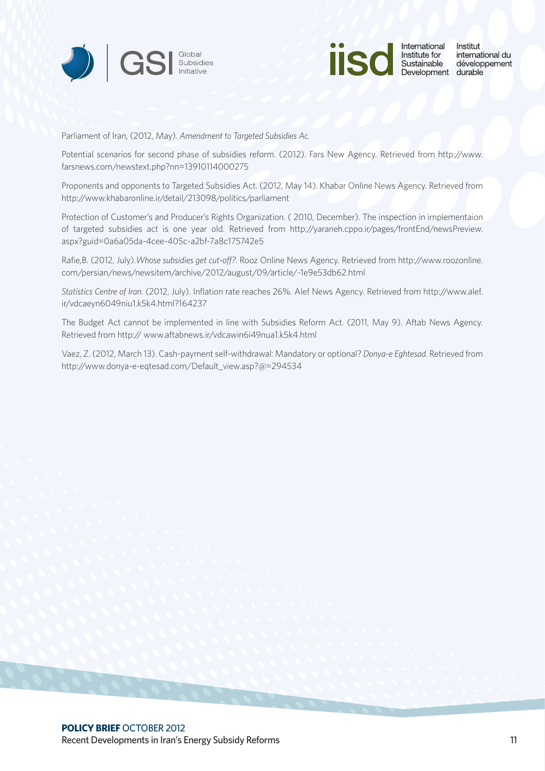Parliament of Iran, (2012, May). *Amendment to Targeted Subsidies Ac.*

Potential scenarios for second phase of subsidies reform. (2012). Fars New Agency. Retrieved from http://www.farsnews.com/newstext.php?nn=13910114000275

Proponents and opponents to Targeted Subsidies Act. (2012, May 14). Khabar Online News Agency. Retrieved from http://www.khabaronline.ir/detail/213098/politics/parliament

Protection of Customer's and Producer's Rights Organization. ( 2010, December). The inspection in implementaion of targeted subsidies act is one year old. Retrieved from http://yaraneh.cppo.ir/pages/frontEnd/newsPreview.aspx?guid=0a6a05da-4cee-405c-a2bf-7a8c175742e5

Rafie,B. (2012, July).*Whose subsidies get cut-off?*. Rooz Online News Agency. Retrieved from http://www.roozonline.com/persian/news/newsitem/archive/2012/august/09/article/-1e9e53db62.html

*Statistics Centre of Iran*. (2012, July). Inflation rate reaches 26%. Alef News Agency. Retrieved from http://www.alef.ir/vdcaeyn6049niu1.k5k4.html?164237

The Budget Act cannot be implemented in line with Subsidies Reform Act. (2011, May 9). Aftab News Agency. Retrieved from http:// www.aftabnews.ir/vdcawin6i49nua1.k5k4.html

Vaez, Z. (2012, March 13). Cash-payment self-withdrawal: Mandatory or optional? *Donya-e Eghtesad.* Retrieved from http://www.donya-e-eqtesad.com/Default_view.asp?@=294534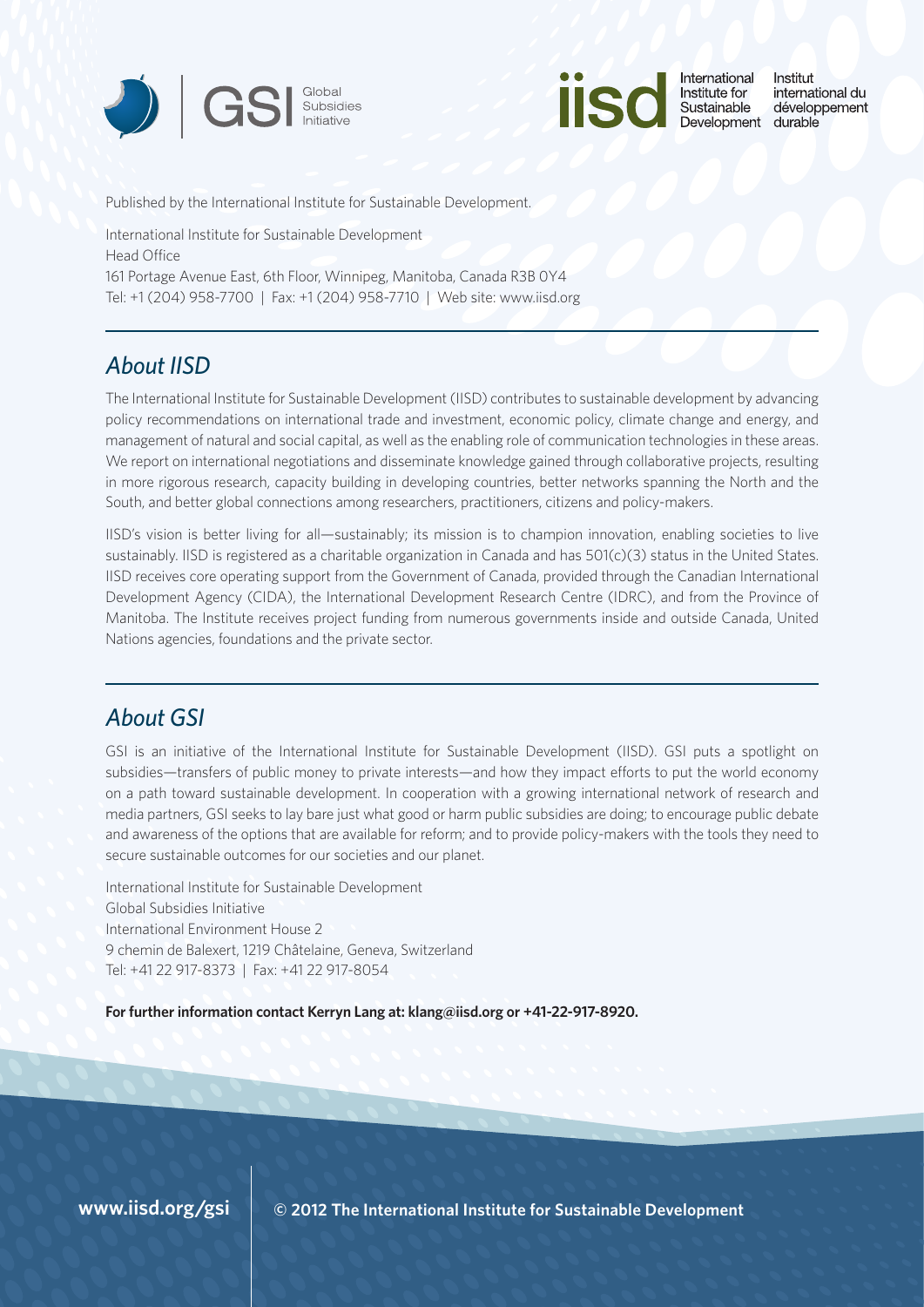Published by the International Institute for Sustainable Development.

International Institute for Sustainable Development
Head Office
161 Portage Avenue East, 6th Floor, Winnipeg, Manitoba, Canada R3B 0Y4
Tel: +1 (204) 958-7700 | Fax: +1 (204) 958-7710 | Web site: www.iisd.org

## *About IISD*

The International Institute for Sustainable Development (IISD) contributes to sustainable development by advancing policy recommendations on international trade and investment, economic policy, climate change and energy, and management of natural and social capital, as well as the enabling role of communication technologies in these areas. We report on international negotiations and disseminate knowledge gained through collaborative projects, resulting in more rigorous research, capacity building in developing countries, better networks spanning the North and the South, and better global connections among researchers, practitioners, citizens and policy-makers.

IISD's vision is better living for all—sustainably; its mission is to champion innovation, enabling societies to live sustainably. IISD is registered as a charitable organization in Canada and has 501(c)(3) status in the United States. IISD receives core operating support from the Government of Canada, provided through the Canadian International Development Agency (CIDA), the International Development Research Centre (IDRC), and from the Province of Manitoba. The Institute receives project funding from numerous governments inside and outside Canada, United Nations agencies, foundations and the private sector.

## *About GSI*

GSI is an initiative of the International Institute for Sustainable Development (IISD). GSI puts a spotlight on subsidies—transfers of public money to private interests—and how they impact efforts to put the world economy on a path toward sustainable development. In cooperation with a growing international network of research and media partners, GSI seeks to lay bare just what good or harm public subsidies are doing; to encourage public debate and awareness of the options that are available for reform; and to provide policy-makers with the tools they need to secure sustainable outcomes for our societies and our planet.

International Institute for Sustainable Development
Global Subsidies Initiative
International Environment House 2
9 chemin de Balexert, 1219 Châtelaine, Geneva, Switzerland
Tel: +41 22 917-8373 | Fax: +41 22 917-8054

**For further information contact Kerryn Lang at: klang@iisd.org or +41-22-917-8920.**

**www.iisd.org/gsi**

**© 2012 The International Institute for Sustainable Development**